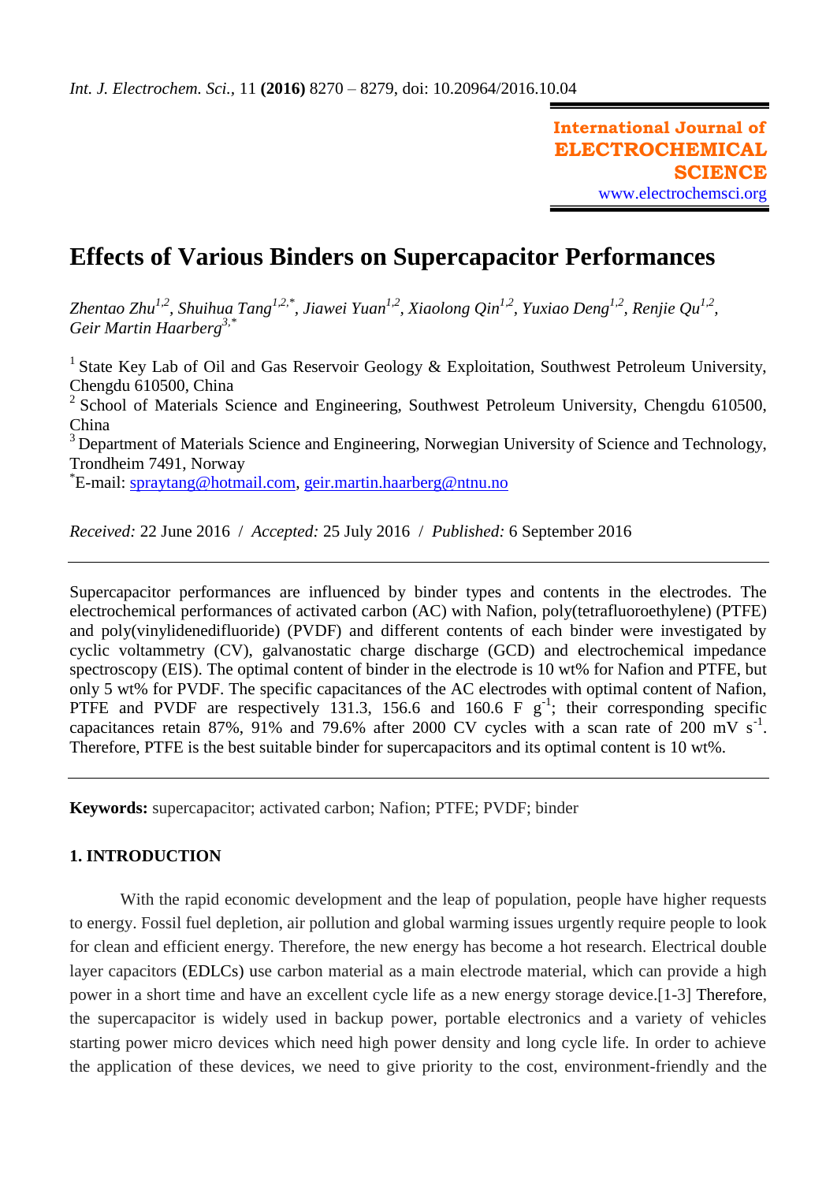# Effects of Various Binders on Supercapacitor Performances

*Zhentao Zhu[1,2], Shuihua Tang[1,2,*], Jiawei Yuan[1,2], Xiaolong Qin[1,2], Yuxiao Deng[1,2], Renjie Qu[1,2], Geir Martin Haarberg[3,*]*

[1] State Key Lab of Oil and Gas Reservoir Geology & Exploitation, Southwest Petroleum University, Chengdu 610500, China
[2] School of Materials Science and Engineering, Southwest Petroleum University, Chengdu 610500, China
[3] Department of Materials Science and Engineering, Norwegian University of Science and Technology, Trondheim 7491, Norway
[*]E-mail: spraytang@hotmail.com, geir.martin.haarberg@ntnu.no

*Received:* 22 June 2016 / *Accepted:* 25 July 2016 / *Published:* 6 September 2016

---

Supercapacitor performances are influenced by binder types and contents in the electrodes. The electrochemical performances of activated carbon (AC) with Nafion, poly(tetrafluoroethylene) (PTFE) and poly(vinylidenedifluoride) (PVDF) and different contents of each binder were investigated by cyclic voltammetry (CV), galvanostatic charge discharge (GCD) and electrochemical impedance spectroscopy (EIS). The optimal content of binder in the electrode is 10 wt% for Nafion and PTFE, but only 5 wt% for PVDF. The specific capacitances of the AC electrodes with optimal content of Nafion, PTFE and PVDF are respectively 131.3, 156.6 and 160.6 F $g^{-1}$; their corresponding specific capacitances retain 87%, 91% and 79.6% after 2000 CV cycles with a scan rate of 200 mV $s^{-1}$. Therefore, PTFE is the best suitable binder for supercapacitors and its optimal content is 10 wt%.

---

**Keywords:** supercapacitor; activated carbon; Nafion; PTFE; PVDF; binder

## 1. INTRODUCTION

With the rapid economic development and the leap of population, people have higher requests to energy. Fossil fuel depletion, air pollution and global warming issues urgently require people to look for clean and efficient energy. Therefore, the new energy has become a hot research. Electrical double layer capacitors (EDLCs) use carbon material as a main electrode material, which can provide a high power in a short time and have an excellent cycle life as a new energy storage device.[1-3] Therefore, the supercapacitor is widely used in backup power, portable electronics and a variety of vehicles starting power micro devices which need high power density and long cycle life. In order to achieve the application of these devices, we need to give priority to the cost, environment-friendly and the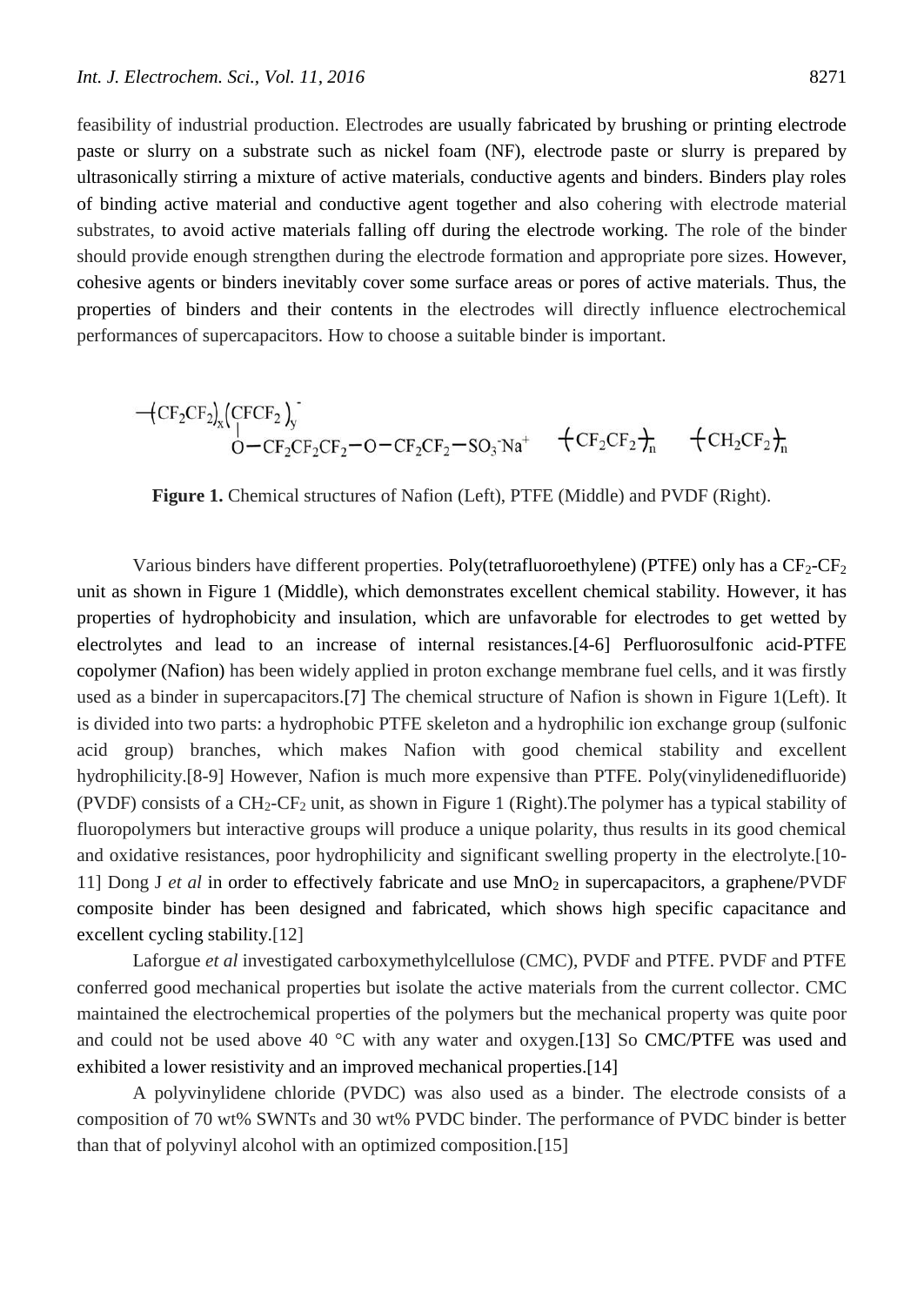feasibility of industrial production. Electrodes are usually fabricated by brushing or printing electrode paste or slurry on a substrate such as nickel foam (NF), electrode paste or slurry is prepared by ultrasonically stirring a mixture of active materials, conductive agents and binders. Binders play roles of binding active material and conductive agent together and also cohering with electrode material substrates, to avoid active materials falling off during the electrode working. The role of the binder should provide enough strengthen during the electrode formation and appropriate pore sizes. However, cohesive agents or binders inevitably cover some surface areas or pores of active materials. Thus, the properties of binders and their contents in the electrodes will directly influence electrochemical performances of supercapacitors. How to choose a suitable binder is important.

$$-\!\left(CF_2CF_2\right)_x\!\left(\underset{|}{C}FCF_2\right)_y^- \atop \quad O-CF_2CF_2CF_2-O-CF_2CF_2-SO_3^-Na^+ \qquad -\!\left(CF_2CF_2\right)_n\!- \qquad -\!\left(CH_2CF_2\right)_n\!-$$

**Figure 1.** Chemical structures of Nafion (Left), PTFE (Middle) and PVDF (Right).

Various binders have different properties. Poly(tetrafluoroethylene) (PTFE) only has a $CF_2$-$CF_2$ unit as shown in Figure 1 (Middle), which demonstrates excellent chemical stability. However, it has properties of hydrophobicity and insulation, which are unfavorable for electrodes to get wetted by electrolytes and lead to an increase of internal resistances.[4-6] Perfluorosulfonic acid-PTFE copolymer (Nafion) has been widely applied in proton exchange membrane fuel cells, and it was firstly used as a binder in supercapacitors.[7] The chemical structure of Nafion is shown in Figure 1(Left). It is divided into two parts: a hydrophobic PTFE skeleton and a hydrophilic ion exchange group (sulfonic acid group) branches, which makes Nafion with good chemical stability and excellent hydrophilicity.[8-9] However, Nafion is much more expensive than PTFE. Poly(vinylidenedifluoride) (PVDF) consists of a $CH_2$-$CF_2$ unit, as shown in Figure 1 (Right).The polymer has a typical stability of fluoropolymers but interactive groups will produce a unique polarity, thus results in its good chemical and oxidative resistances, poor hydrophilicity and significant swelling property in the electrolyte.[10-11] Dong J *et al* in order to effectively fabricate and use $MnO_2$ in supercapacitors, a graphene/PVDF composite binder has been designed and fabricated, which shows high specific capacitance and excellent cycling stability.[12]

Laforgue *et al* investigated carboxymethylcellulose (CMC), PVDF and PTFE. PVDF and PTFE conferred good mechanical properties but isolate the active materials from the current collector. CMC maintained the electrochemical properties of the polymers but the mechanical property was quite poor and could not be used above 40 °C with any water and oxygen.[13] So CMC/PTFE was used and exhibited a lower resistivity and an improved mechanical properties.[14]

A polyvinylidene chloride (PVDC) was also used as a binder. The electrode consists of a composition of 70 wt% SWNTs and 30 wt% PVDC binder. The performance of PVDC binder is better than that of polyvinyl alcohol with an optimized composition.[15]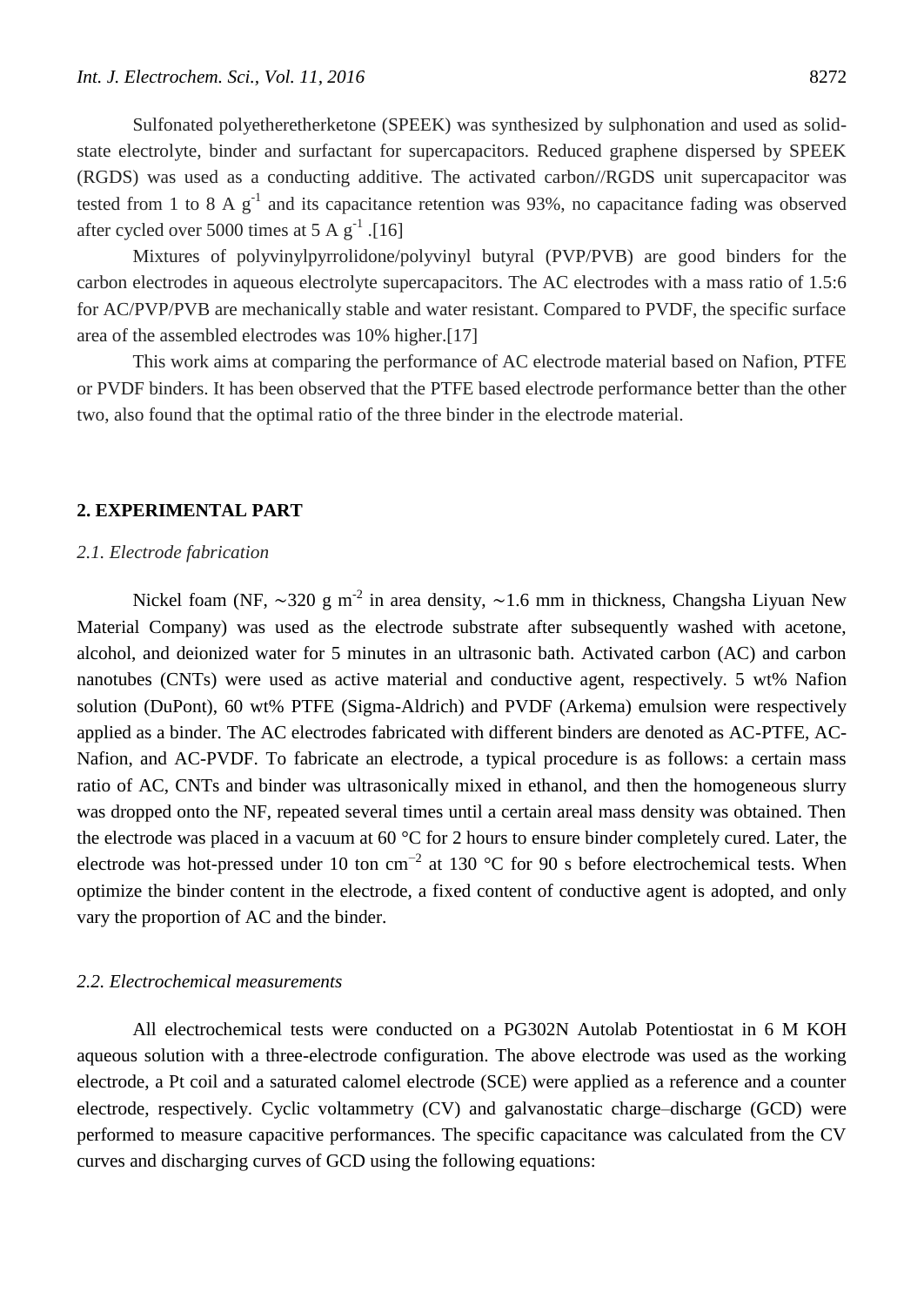Sulfonated polyetheretherketone (SPEEK) was synthesized by sulphonation and used as solid-state electrolyte, binder and surfactant for supercapacitors. Reduced graphene dispersed by SPEEK (RGDS) was used as a conducting additive. The activated carbon//RGDS unit supercapacitor was tested from 1 to 8 A $g^{-1}$ and its capacitance retention was 93%, no capacitance fading was observed after cycled over 5000 times at 5 A $g^{-1}$ .[16]

Mixtures of polyvinylpyrrolidone/polyvinyl butyral (PVP/PVB) are good binders for the carbon electrodes in aqueous electrolyte supercapacitors. The AC electrodes with a mass ratio of 1.5:6 for AC/PVP/PVB are mechanically stable and water resistant. Compared to PVDF, the specific surface area of the assembled electrodes was 10% higher.[17]

This work aims at comparing the performance of AC electrode material based on Nafion, PTFE or PVDF binders. It has been observed that the PTFE based electrode performance better than the other two, also found that the optimal ratio of the three binder in the electrode material.

## 2. EXPERIMENTAL PART

### *2.1. Electrode fabrication*

Nickel foam (NF, ∼320 g $m^{-2}$ in area density, ∼1.6 mm in thickness, Changsha Liyuan New Material Company) was used as the electrode substrate after subsequently washed with acetone, alcohol, and deionized water for 5 minutes in an ultrasonic bath. Activated carbon (AC) and carbon nanotubes (CNTs) were used as active material and conductive agent, respectively. 5 wt% Nafion solution (DuPont), 60 wt% PTFE (Sigma-Aldrich) and PVDF (Arkema) emulsion were respectively applied as a binder. The AC electrodes fabricated with different binders are denoted as AC-PTFE, AC-Nafion, and AC-PVDF. To fabricate an electrode, a typical procedure is as follows: a certain mass ratio of AC, CNTs and binder was ultrasonically mixed in ethanol, and then the homogeneous slurry was dropped onto the NF, repeated several times until a certain areal mass density was obtained. Then the electrode was placed in a vacuum at 60 °C for 2 hours to ensure binder completely cured. Later, the electrode was hot-pressed under 10 ton $cm^{-2}$ at 130 °C for 90 s before electrochemical tests. When optimize the binder content in the electrode, a fixed content of conductive agent is adopted, and only vary the proportion of AC and the binder.

### *2.2. Electrochemical measurements*

All electrochemical tests were conducted on a PG302N Autolab Potentiostat in 6 M KOH aqueous solution with a three-electrode configuration. The above electrode was used as the working electrode, a Pt coil and a saturated calomel electrode (SCE) were applied as a reference and a counter electrode, respectively. Cyclic voltammetry (CV) and galvanostatic charge–discharge (GCD) were performed to measure capacitive performances. The specific capacitance was calculated from the CV curves and discharging curves of GCD using the following equations: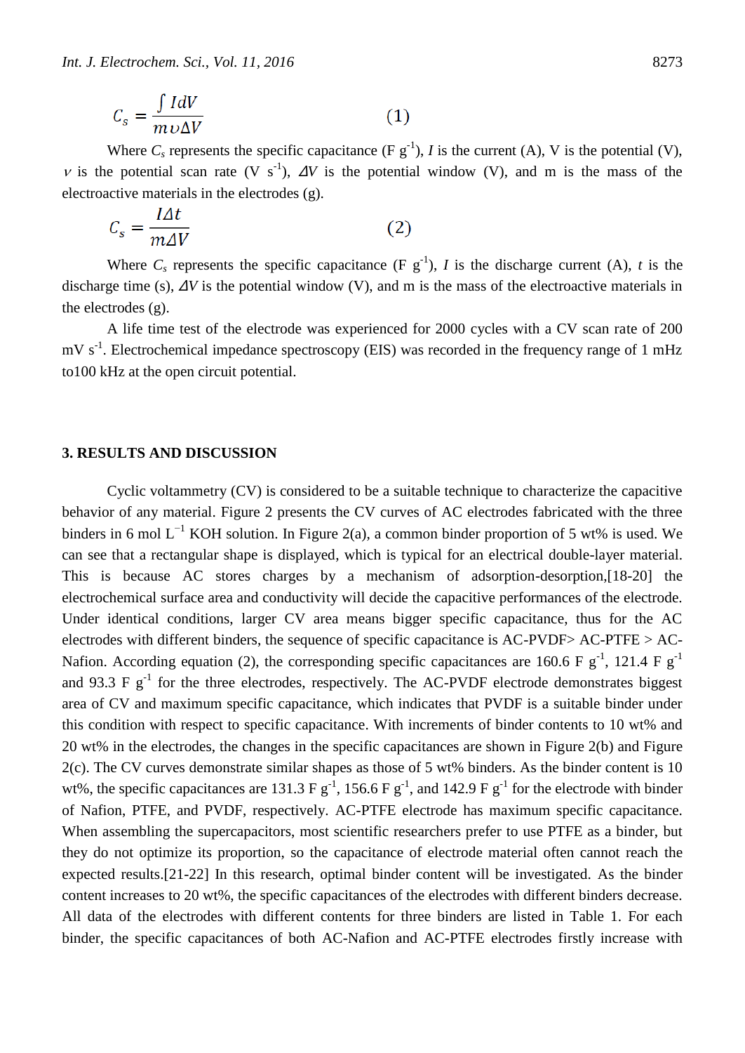$$C_s = \frac{\int IdV}{m\upsilon\Delta V} \qquad (1)$$

Where $C_s$ represents the specific capacitance (F $g^{-1}$), $I$ is the current (A), V is the potential (V), $\nu$ is the potential scan rate (V $s^{-1}$), $\Delta V$ is the potential window (V), and m is the mass of the electroactive materials in the electrodes (g).

$$C_s = \frac{I\Delta t}{m\Delta V} \qquad (2)$$

Where $C_s$ represents the specific capacitance (F $g^{-1}$), $I$ is the discharge current (A), $t$ is the discharge time (s), $\Delta V$ is the potential window (V), and m is the mass of the electroactive materials in the electrodes (g).

A life time test of the electrode was experienced for 2000 cycles with a CV scan rate of 200 mV $s^{-1}$. Electrochemical impedance spectroscopy (EIS) was recorded in the frequency range of 1 mHz to100 kHz at the open circuit potential.

## 3. RESULTS AND DISCUSSION

Cyclic voltammetry (CV) is considered to be a suitable technique to characterize the capacitive behavior of any material. Figure 2 presents the CV curves of AC electrodes fabricated with the three binders in 6 mol $L^{-1}$ KOH solution. In Figure 2(a), a common binder proportion of 5 wt% is used. We can see that a rectangular shape is displayed, which is typical for an electrical double-layer material. This is because AC stores charges by a mechanism of adsorption-desorption,[18-20] the electrochemical surface area and conductivity will decide the capacitive performances of the electrode. Under identical conditions, larger CV area means bigger specific capacitance, thus for the AC electrodes with different binders, the sequence of specific capacitance is AC-PVDF> AC-PTFE > AC-Nafion. According equation (2), the corresponding specific capacitances are 160.6 F $g^{-1}$, 121.4 F $g^{-1}$ and 93.3 F $g^{-1}$ for the three electrodes, respectively. The AC-PVDF electrode demonstrates biggest area of CV and maximum specific capacitance, which indicates that PVDF is a suitable binder under this condition with respect to specific capacitance. With increments of binder contents to 10 wt% and 20 wt% in the electrodes, the changes in the specific capacitances are shown in Figure 2(b) and Figure 2(c). The CV curves demonstrate similar shapes as those of 5 wt% binders. As the binder content is 10 wt%, the specific capacitances are 131.3 F $g^{-1}$, 156.6 F $g^{-1}$, and 142.9 F $g^{-1}$ for the electrode with binder of Nafion, PTFE, and PVDF, respectively. AC-PTFE electrode has maximum specific capacitance. When assembling the supercapacitors, most scientific researchers prefer to use PTFE as a binder, but they do not optimize its proportion, so the capacitance of electrode material often cannot reach the expected results.[21-22] In this research, optimal binder content will be investigated. As the binder content increases to 20 wt%, the specific capacitances of the electrodes with different binders decrease. All data of the electrodes with different contents for three binders are listed in Table 1. For each binder, the specific capacitances of both AC-Nafion and AC-PTFE electrodes firstly increase with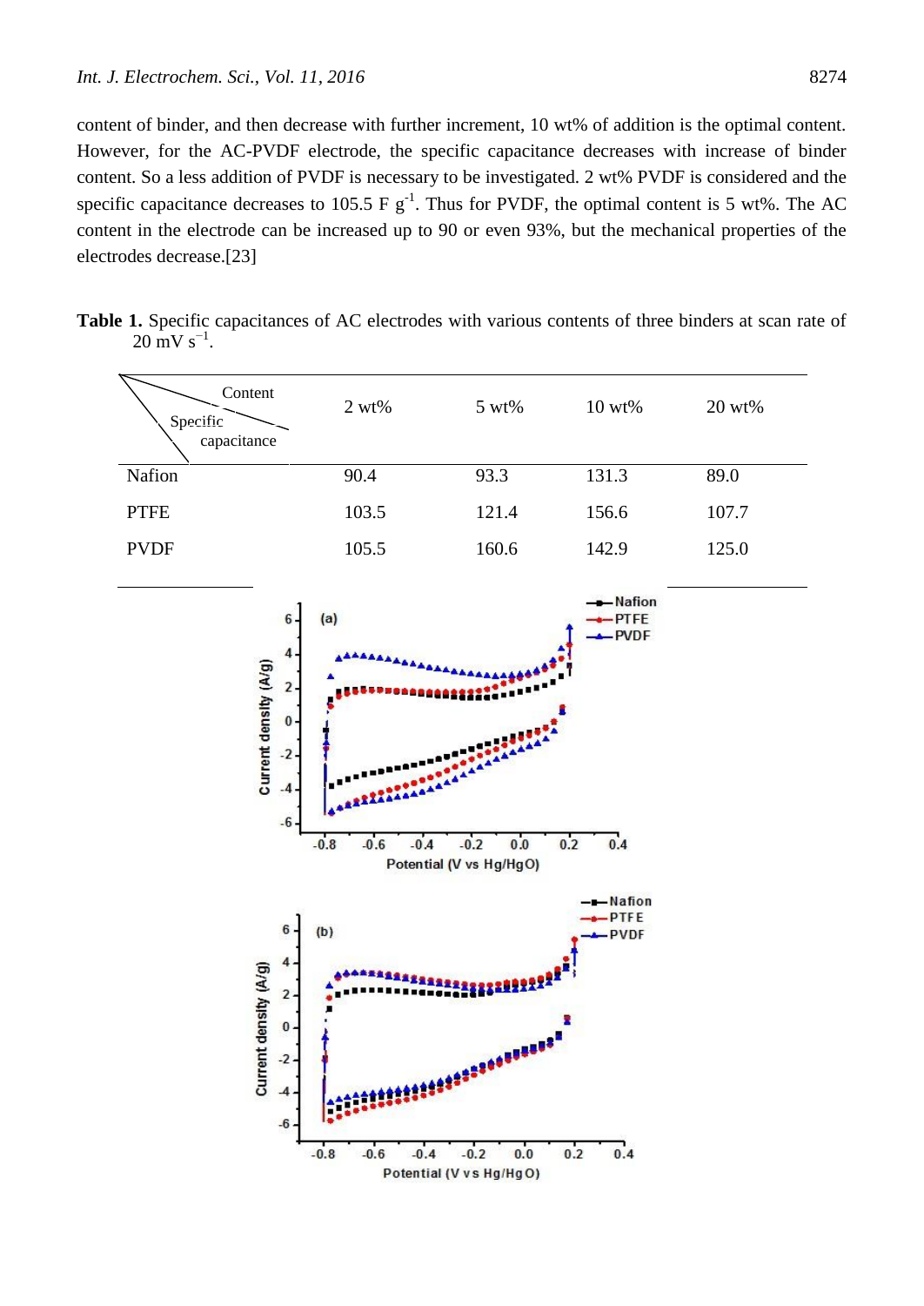content of binder, and then decrease with further increment, 10 wt% of addition is the optimal content. However, for the AC-PVDF electrode, the specific capacitance decreases with increase of binder content. So a less addition of PVDF is necessary to be investigated. 2 wt% PVDF is considered and the specific capacitance decreases to 105.5 F $g^{-1}$. Thus for PVDF, the optimal content is 5 wt%. The AC content in the electrode can be increased up to 90 or even 93%, but the mechanical properties of the electrodes decrease.[23]

**Table 1.** Specific capacitances of AC electrodes with various contents of three binders at scan rate of 20 mV $s^{-1}$.

| Specific capacitance \ Content | 2 wt% | 5 wt% | 10 wt% | 20 wt% |
|---|---|---|---|---|
| Nafion | 90.4 | 93.3 | 131.3 | 89.0 |
| PTFE | 103.5 | 121.4 | 156.6 | 107.7 |
| PVDF | 105.5 | 160.6 | 142.9 | 125.0 |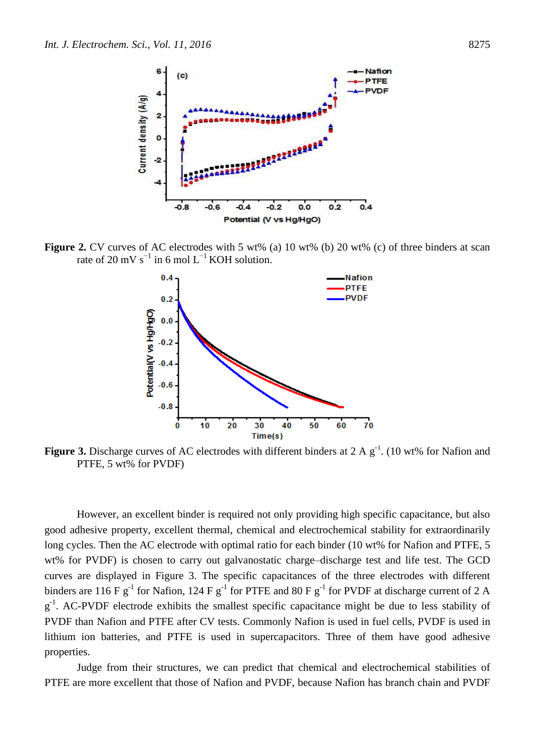**Figure 2.** CV curves of AC electrodes with 5 wt% (a) 10 wt% (b) 20 wt% (c) of three binders at scan rate of 20 mV $s^{-1}$ in 6 mol $L^{-1}$ KOH solution.

**Figure 3.** Discharge curves of AC electrodes with different binders at 2 A $g^{-1}$. (10 wt% for Nafion and PTFE, 5 wt% for PVDF)

However, an excellent binder is required not only providing high specific capacitance, but also good adhesive property, excellent thermal, chemical and electrochemical stability for extraordinarily long cycles. Then the AC electrode with optimal ratio for each binder (10 wt% for Nafion and PTFE, 5 wt% for PVDF) is chosen to carry out galvanostatic charge–discharge test and life test. The GCD curves are displayed in Figure 3. The specific capacitances of the three electrodes with different binders are 116 F $g^{-1}$ for Nafion, 124 F $g^{-1}$ for PTFE and 80 F $g^{-1}$ for PVDF at discharge current of 2 A $g^{-1}$. AC-PVDF electrode exhibits the smallest specific capacitance might be due to less stability of PVDF than Nafion and PTFE after CV tests. Commonly Nafion is used in fuel cells, PVDF is used in lithium ion batteries, and PTFE is used in supercapacitors. Three of them have good adhesive properties.

Judge from their structures, we can predict that chemical and electrochemical stabilities of PTFE are more excellent that those of Nafion and PVDF, because Nafion has branch chain and PVDF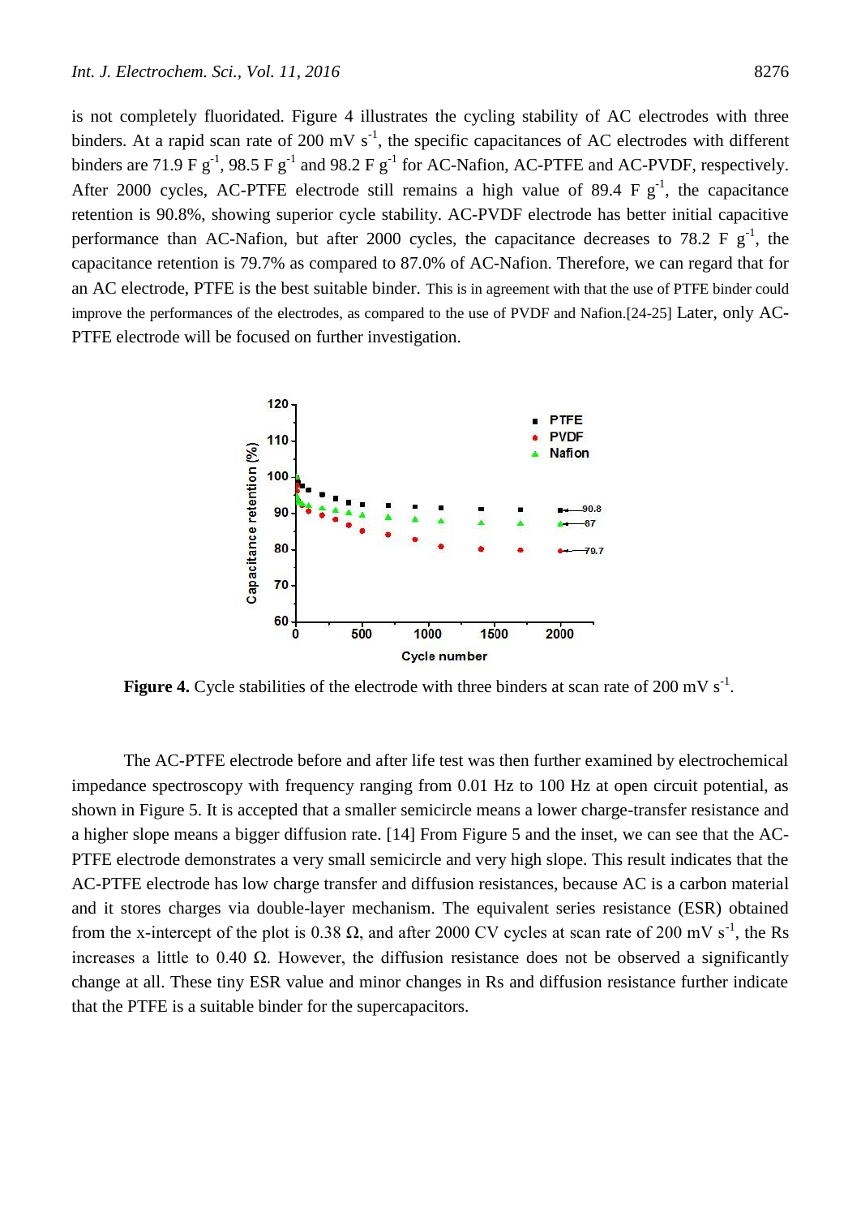is not completely fluoridated. Figure 4 illustrates the cycling stability of AC electrodes with three binders. At a rapid scan rate of 200 mV $s^{-1}$, the specific capacitances of AC electrodes with different binders are 71.9 F $g^{-1}$, 98.5 F $g^{-1}$ and 98.2 F $g^{-1}$ for AC-Nafion, AC-PTFE and AC-PVDF, respectively. After 2000 cycles, AC-PTFE electrode still remains a high value of 89.4 F $g^{-1}$, the capacitance retention is 90.8%, showing superior cycle stability. AC-PVDF electrode has better initial capacitive performance than AC-Nafion, but after 2000 cycles, the capacitance decreases to 78.2 F $g^{-1}$, the capacitance retention is 79.7% as compared to 87.0% of AC-Nafion. Therefore, we can regard that for an AC electrode, PTFE is the best suitable binder. This is in agreement with that the use of PTFE binder could improve the performances of the electrodes, as compared to the use of PVDF and Nafion.[24-25] Later, only AC-PTFE electrode will be focused on further investigation.

**Figure 4.** Cycle stabilities of the electrode with three binders at scan rate of 200 mV $s^{-1}$.

The AC-PTFE electrode before and after life test was then further examined by electrochemical impedance spectroscopy with frequency ranging from 0.01 Hz to 100 Hz at open circuit potential, as shown in Figure 5. It is accepted that a smaller semicircle means a lower charge-transfer resistance and a higher slope means a bigger diffusion rate. [14] From Figure 5 and the inset, we can see that the AC-PTFE electrode demonstrates a very small semicircle and very high slope. This result indicates that the AC-PTFE electrode has low charge transfer and diffusion resistances, because AC is a carbon material and it stores charges via double-layer mechanism. The equivalent series resistance (ESR) obtained from the x-intercept of the plot is 0.38 Ω, and after 2000 CV cycles at scan rate of 200 mV $s^{-1}$, the Rs increases a little to 0.40 Ω. However, the diffusion resistance does not be observed a significantly change at all. These tiny ESR value and minor changes in Rs and diffusion resistance further indicate that the PTFE is a suitable binder for the supercapacitors.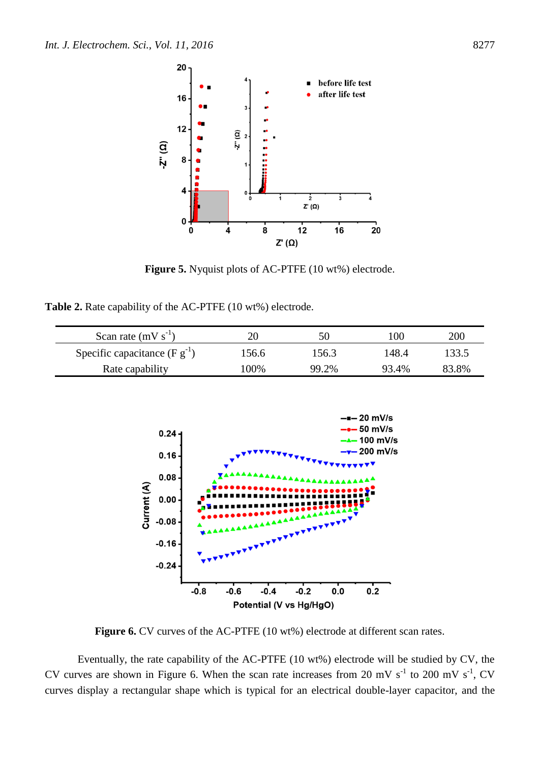**Figure 5.** Nyquist plots of AC-PTFE (10 wt%) electrode.

**Table 2.** Rate capability of the AC-PTFE (10 wt%) electrode.

| Scan rate (mV $s^{-1}$) | 20 | 50 | 100 | 200 |
|---|---|---|---|---|
| Specific capacitance (F $g^{-1}$) | 156.6 | 156.3 | 148.4 | 133.5 |
| Rate capability | 100% | 99.2% | 93.4% | 83.8% |

**Figure 6.** CV curves of the AC-PTFE (10 wt%) electrode at different scan rates.

Eventually, the rate capability of the AC-PTFE (10 wt%) electrode will be studied by CV, the CV curves are shown in Figure 6. When the scan rate increases from 20 mV $s^{-1}$ to 200 mV $s^{-1}$, CV curves display a rectangular shape which is typical for an electrical double-layer capacitor, and the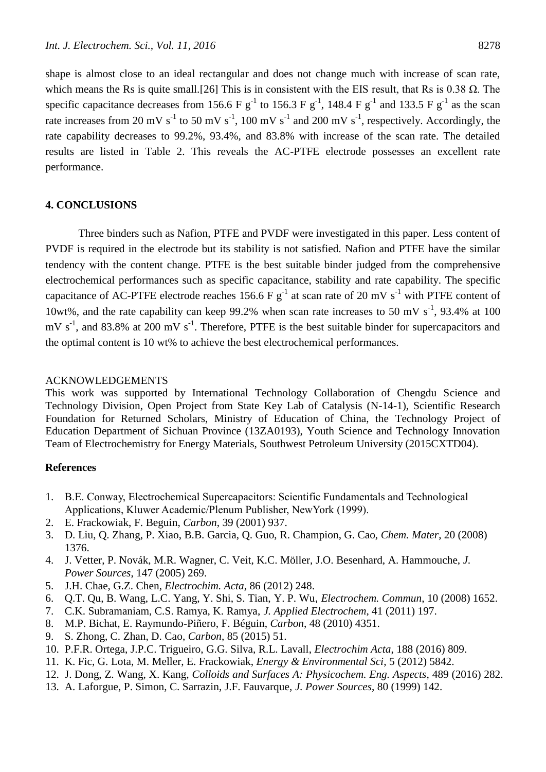shape is almost close to an ideal rectangular and does not change much with increase of scan rate, which means the Rs is quite small.[26] This is in consistent with the EIS result, that Rs is 0.38 Ω. The specific capacitance decreases from 156.6 F $g^{-1}$ to 156.3 F $g^{-1}$, 148.4 F $g^{-1}$ and 133.5 F $g^{-1}$ as the scan rate increases from 20 mV $s^{-1}$ to 50 mV $s^{-1}$, 100 mV $s^{-1}$ and 200 mV $s^{-1}$, respectively. Accordingly, the rate capability decreases to 99.2%, 93.4%, and 83.8% with increase of the scan rate. The detailed results are listed in Table 2. This reveals the AC-PTFE electrode possesses an excellent rate performance.

## 4. CONCLUSIONS

Three binders such as Nafion, PTFE and PVDF were investigated in this paper. Less content of PVDF is required in the electrode but its stability is not satisfied. Nafion and PTFE have the similar tendency with the content change. PTFE is the best suitable binder judged from the comprehensive electrochemical performances such as specific capacitance, stability and rate capability. The specific capacitance of AC-PTFE electrode reaches 156.6 F $g^{-1}$ at scan rate of 20 mV $s^{-1}$ with PTFE content of 10wt%, and the rate capability can keep 99.2% when scan rate increases to 50 mV $s^{-1}$, 93.4% at 100 mV $s^{-1}$, and 83.8% at 200 mV $s^{-1}$. Therefore, PTFE is the best suitable binder for supercapacitors and the optimal content is 10 wt% to achieve the best electrochemical performances.

ACKNOWLEDGEMENTS

This work was supported by International Technology Collaboration of Chengdu Science and Technology Division, Open Project from State Key Lab of Catalysis (N-14-1), Scientific Research Foundation for Returned Scholars, Ministry of Education of China, the Technology Project of Education Department of Sichuan Province (13ZA0193), Youth Science and Technology Innovation Team of Electrochemistry for Energy Materials, Southwest Petroleum University (2015CXTD04).

## References

1. B.E. Conway, Electrochemical Supercapacitors: Scientific Fundamentals and Technological Applications, Kluwer Academic/Plenum Publisher, NewYork (1999).
2. E. Frackowiak, F. Beguin, *Carbon*, 39 (2001) 937.
3. D. Liu, Q. Zhang, P. Xiao, B.B. Garcia, Q. Guo, R. Champion, G. Cao, *Chem. Mater*, 20 (2008) 1376.
4. J. Vetter, P. Novák, M.R. Wagner, C. Veit, K.C. Möller, J.O. Besenhard, A. Hammouche, *J. Power Sources*, 147 (2005) 269.
5. J.H. Chae, G.Z. Chen, *Electrochim. Acta*, 86 (2012) 248.
6. Q.T. Qu, B. Wang, L.C. Yang, Y. Shi, S. Tian, Y. P. Wu, *Electrochem. Commun*, 10 (2008) 1652.
7. C.K. Subramaniam, C.S. Ramya, K. Ramya, *J. Applied Electrochem*, 41 (2011) 197.
8. M.P. Bichat, E. Raymundo-Piñero, F. Béguin, *Carbon*, 48 (2010) 4351.
9. S. Zhong, C. Zhan, D. Cao, *Carbon*, 85 (2015) 51.
10. P.F.R. Ortega, J.P.C. Trigueiro, G.G. Silva, R.L. Lavall, *Electrochim Acta*, 188 (2016) 809.
11. K. Fic, G. Lota, M. Meller, E. Frackowiak, *Energy & Environmental Sci*, 5 (2012) 5842.
12. J. Dong, Z. Wang, X. Kang, *Colloids and Surfaces A: Physicochem. Eng. Aspects*, 489 (2016) 282.
13. A. Laforgue, P. Simon, C. Sarrazin, J.F. Fauvarque, *J. Power Sources*, 80 (1999) 142.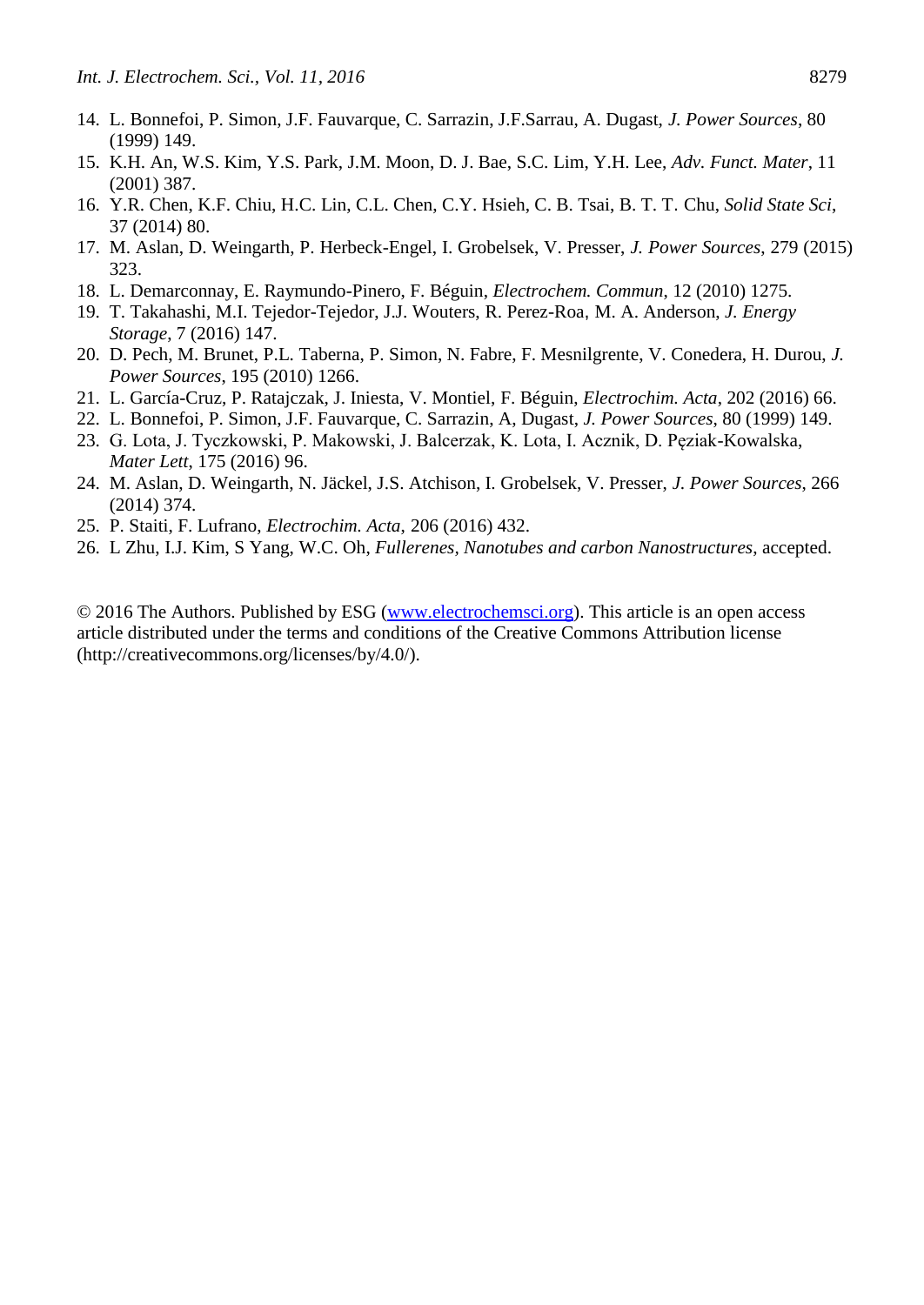14. L. Bonnefoi, P. Simon, J.F. Fauvarque, C. Sarrazin, J.F.Sarrau, A. Dugast, *J. Power Sources*, 80 (1999) 149.
15. K.H. An, W.S. Kim, Y.S. Park, J.M. Moon, D. J. Bae, S.C. Lim, Y.H. Lee, *Adv. Funct. Mater*, 11 (2001) 387.
16. Y.R. Chen, K.F. Chiu, H.C. Lin, C.L. Chen, C.Y. Hsieh, C. B. Tsai, B. T. T. Chu, *Solid State Sci*, 37 (2014) 80.
17. M. Aslan, D. Weingarth, P. Herbeck-Engel, I. Grobelsek, V. Presser, *J. Power Sources*, 279 (2015) 323.
18. L. Demarconnay, E. Raymundo-Pinero, F. Béguin, *Electrochem. Commun*, 12 (2010) 1275.
19. T. Takahashi, M.I. Tejedor-Tejedor, J.J. Wouters, R. Perez-Roa, M. A. Anderson, *J. Energy Storage*, 7 (2016) 147.
20. D. Pech, M. Brunet, P.L. Taberna, P. Simon, N. Fabre, F. Mesnilgrente, V. Conedera, H. Durou, *J. Power Sources*, 195 (2010) 1266.
21. L. García-Cruz, P. Ratajczak, J. Iniesta, V. Montiel, F. Béguin, *Electrochim. Acta*, 202 (2016) 66.
22. L. Bonnefoi, P. Simon, J.F. Fauvarque, C. Sarrazin, A, Dugast, *J. Power Sources*, 80 (1999) 149.
23. G. Lota, J. Tyczkowski, P. Makowski, J. Balcerzak, K. Lota, I. Acznik, D. Pęziak-Kowalska, *Mater Lett*, 175 (2016) 96.
24. M. Aslan, D. Weingarth, N. Jäckel, J.S. Atchison, I. Grobelsek, V. Presser, *J. Power Sources*, 266 (2014) 374.
25. P. Staiti, F. Lufrano, *Electrochim. Acta*, 206 (2016) 432.
26. L Zhu, I.J. Kim, S Yang, W.C. Oh, *Fullerenes, Nanotubes and carbon Nanostructures*, accepted.

© 2016 The Authors. Published by ESG (www.electrochemsci.org). This article is an open access article distributed under the terms and conditions of the Creative Commons Attribution license (http://creativecommons.org/licenses/by/4.0/).